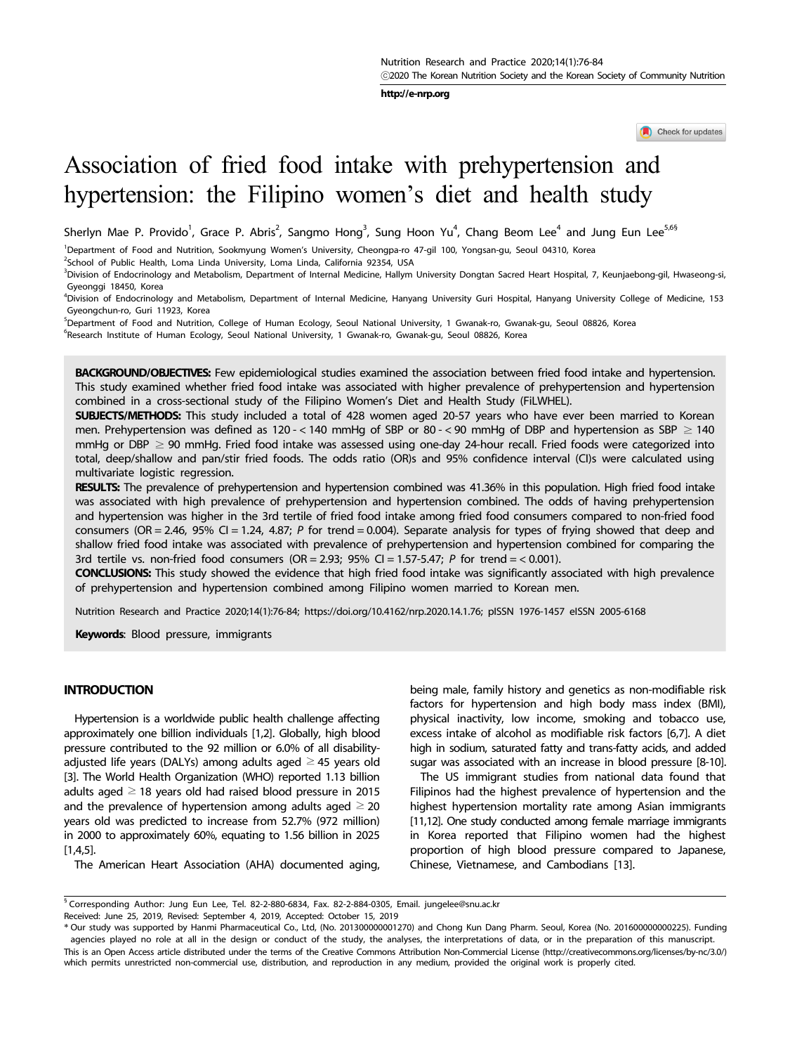# Association of fried food intake with prehypertension and hypertension: the Filipino women's diet and health study

Sherlyn Mae P. Provido[1], Grace P. Abris[2], Sangmo Hong[3], Sung Hoon Yu[4], Chang Beom Lee[4] and Jung Eun Lee[5,6§]

[1]Department of Food and Nutrition, Sookmyung Women's University, Cheongpa-ro 47-gil 100, Yongsan-gu, Seoul 04310, Korea
[2]School of Public Health, Loma Linda University, Loma Linda, California 92354, USA
[3]Division of Endocrinology and Metabolism, Department of Internal Medicine, Hallym University Dongtan Sacred Heart Hospital, 7, Keunjaebong-gil, Hwaseong-si, Gyeonggi 18450, Korea
[4]Division of Endocrinology and Metabolism, Department of Internal Medicine, Hanyang University Guri Hospital, Hanyang University College of Medicine, 153 Gyeongchun-ro, Guri 11923, Korea
[5]Department of Food and Nutrition, College of Human Ecology, Seoul National University, 1 Gwanak-ro, Gwanak-gu, Seoul 08826, Korea
[6]Research Institute of Human Ecology, Seoul National University, 1 Gwanak-ro, Gwanak-gu, Seoul 08826, Korea

**BACKGROUND/OBJECTIVES:** Few epidemiological studies examined the association between fried food intake and hypertension. This study examined whether fried food intake was associated with higher prevalence of prehypertension and hypertension combined in a cross-sectional study of the Filipino Women's Diet and Health Study (FiLWHEL).

**SUBJECTS/METHODS:** This study included a total of 428 women aged 20-57 years who have ever been married to Korean men. Prehypertension was defined as 120 - < 140 mmHg of SBP or 80 - < 90 mmHg of DBP and hypertension as SBP ≥ 140 mmHg or DBP ≥ 90 mmHg. Fried food intake was assessed using one-day 24-hour recall. Fried foods were categorized into total, deep/shallow and pan/stir fried foods. The odds ratio (OR)s and 95% confidence interval (CI)s were calculated using multivariate logistic regression.

**RESULTS:** The prevalence of prehypertension and hypertension combined was 41.36% in this population. High fried food intake was associated with high prevalence of prehypertension and hypertension combined. The odds of having prehypertension and hypertension was higher in the 3rd tertile of fried food intake among fried food consumers compared to non-fried food consumers (OR = 2.46, 95% CI = 1.24, 4.87; *P* for trend = 0.004). Separate analysis for types of frying showed that deep and shallow fried food intake was associated with prevalence of prehypertension and hypertension combined for comparing the 3rd tertile vs. non-fried food consumers (OR = 2.93; 95% CI = 1.57-5.47; *P* for trend = < 0.001).

**CONCLUSIONS:** This study showed the evidence that high fried food intake was significantly associated with high prevalence of prehypertension and hypertension combined among Filipino women married to Korean men.

Nutrition Research and Practice 2020;14(1):76-84; https://doi.org/10.4162/nrp.2020.14.1.76; pISSN 1976-1457 eISSN 2005-6168

**Keywords**: Blood pressure, immigrants

## INTRODUCTION

Hypertension is a worldwide public health challenge affecting approximately one billion individuals [1,2]. Globally, high blood pressure contributed to the 92 million or 6.0% of all disability-adjusted life years (DALYs) among adults aged ≥ 45 years old [3]. The World Health Organization (WHO) reported 1.13 billion adults aged ≥ 18 years old had raised blood pressure in 2015 and the prevalence of hypertension among adults aged ≥ 20 years old was predicted to increase from 52.7% (972 million) in 2000 to approximately 60%, equating to 1.56 billion in 2025 [1,4,5].

The American Heart Association (AHA) documented aging, being male, family history and genetics as non-modifiable risk factors for hypertension and high body mass index (BMI), physical inactivity, low income, smoking and tobacco use, excess intake of alcohol as modifiable risk factors [6,7]. A diet high in sodium, saturated fatty and trans-fatty acids, and added sugar was associated with an increase in blood pressure [8-10].

The US immigrant studies from national data found that Filipinos had the highest prevalence of hypertension and the highest hypertension mortality rate among Asian immigrants [11,12]. One study conducted among female marriage immigrants in Korea reported that Filipino women had the highest proportion of high blood pressure compared to Japanese, Chinese, Vietnamese, and Cambodians [13].

§ Corresponding Author: Jung Eun Lee, Tel. 82-2-880-6834, Fax. 82-2-884-0305, Email. jungelee@snu.ac.kr

Received: June 25, 2019, Revised: September 4, 2019, Accepted: October 15, 2019

\* Our study was supported by Hanmi Pharmaceutical Co., Ltd, (No. 201300000001270) and Chong Kun Dang Pharm. Seoul, Korea (No. 201600000000225). Funding agencies played no role at all in the design or conduct of the study, the analyses, the interpretations of data, or in the preparation of this manuscript.

This is an Open Access article distributed under the terms of the Creative Commons Attribution Non-Commercial License (http://creativecommons.org/licenses/by-nc/3.0/) which permits unrestricted non-commercial use, distribution, and reproduction in any medium, provided the original work is properly cited.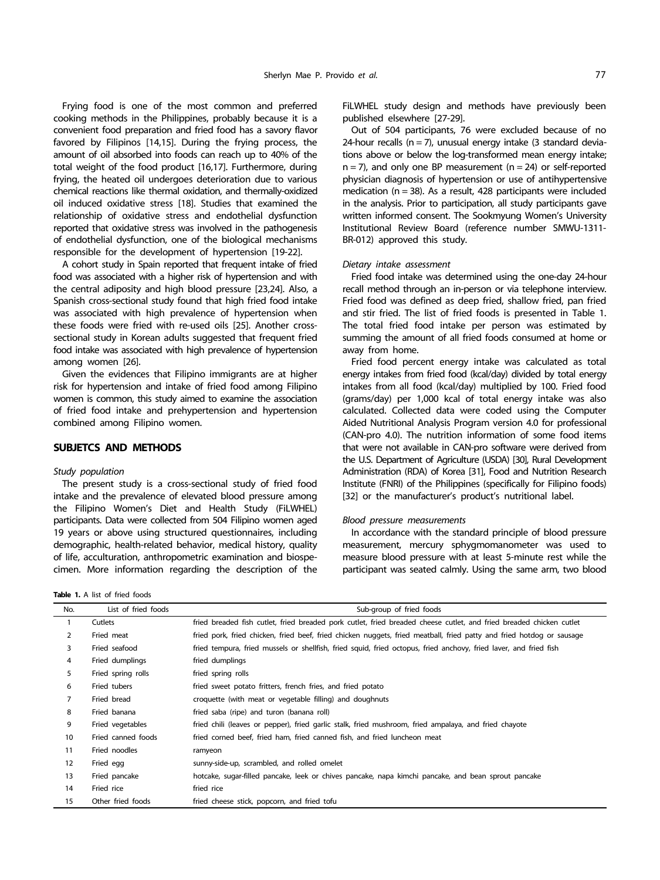Frying food is one of the most common and preferred cooking methods in the Philippines, probably because it is a convenient food preparation and fried food has a savory flavor favored by Filipinos [14,15]. During the frying process, the amount of oil absorbed into foods can reach up to 40% of the total weight of the food product [16,17]. Furthermore, during frying, the heated oil undergoes deterioration due to various chemical reactions like thermal oxidation, and thermally-oxidized oil induced oxidative stress [18]. Studies that examined the relationship of oxidative stress and endothelial dysfunction reported that oxidative stress was involved in the pathogenesis of endothelial dysfunction, one of the biological mechanisms responsible for the development of hypertension [19-22].

A cohort study in Spain reported that frequent intake of fried food was associated with a higher risk of hypertension and with the central adiposity and high blood pressure [23,24]. Also, a Spanish cross-sectional study found that high fried food intake was associated with high prevalence of hypertension when these foods were fried with re-used oils [25]. Another cross-sectional study in Korean adults suggested that frequent fried food intake was associated with high prevalence of hypertension among women [26].

Given the evidences that Filipino immigrants are at higher risk for hypertension and intake of fried food among Filipino women is common, this study aimed to examine the association of fried food intake and prehypertension and hypertension combined among Filipino women.

## SUBJETCS AND METHODS

### *Study population*

The present study is a cross-sectional study of fried food intake and the prevalence of elevated blood pressure among the Filipino Women's Diet and Health Study (FiLWHEL) participants. Data were collected from 504 Filipino women aged 19 years or above using structured questionnaires, including demographic, health-related behavior, medical history, quality of life, acculturation, anthropometric examination and biospecimen. More information regarding the description of the FiLWHEL study design and methods have previously been published elsewhere [27-29].

Out of 504 participants, 76 were excluded because of no 24-hour recalls (n = 7), unusual energy intake (3 standard deviations above or below the log-transformed mean energy intake; n = 7), and only one BP measurement (n = 24) or self-reported physician diagnosis of hypertension or use of antihypertensive medication (n = 38). As a result, 428 participants were included in the analysis. Prior to participation, all study participants gave written informed consent. The Sookmyung Women's University Institutional Review Board (reference number SMWU-1311-BR-012) approved this study.

### *Dietary intake assessment*

Fried food intake was determined using the one-day 24-hour recall method through an in-person or via telephone interview. Fried food was defined as deep fried, shallow fried, pan fried and stir fried. The list of fried foods is presented in Table 1. The total fried food intake per person was estimated by summing the amount of all fried foods consumed at home or away from home.

Fried food percent energy intake was calculated as total energy intakes from fried food (kcal/day) divided by total energy intakes from all food (kcal/day) multiplied by 100. Fried food (grams/day) per 1,000 kcal of total energy intake was also calculated. Collected data were coded using the Computer Aided Nutritional Analysis Program version 4.0 for professional (CAN-pro 4.0). The nutrition information of some food items that were not available in CAN-pro software were derived from the U.S. Department of Agriculture (USDA) [30], Rural Development Administration (RDA) of Korea [31], Food and Nutrition Research Institute (FNRI) of the Philippines (specifically for Filipino foods) [32] or the manufacturer's product's nutritional label.

### *Blood pressure measurements*

In accordance with the standard principle of blood pressure measurement, mercury sphygmomanometer was used to measure blood pressure with at least 5-minute rest while the participant was seated calmly. Using the same arm, two blood

**Table 1.** A list of fried foods

| No. | List of fried foods | Sub-group of fried foods |
|---|---|---|
| 1 | Cutlets | fried breaded fish cutlet, fried breaded pork cutlet, fried breaded cheese cutlet, and fried breaded chicken cutlet |
| 2 | Fried meat | fried pork, fried chicken, fried beef, fried chicken nuggets, fried meatball, fried patty and fried hotdog or sausage |
| 3 | Fried seafood | fried tempura, fried mussels or shellfish, fried squid, fried octopus, fried anchovy, fried laver, and fried fish |
| 4 | Fried dumplings | fried dumplings |
| 5 | Fried spring rolls | fried spring rolls |
| 6 | Fried tubers | fried sweet potato fritters, french fries, and fried potato |
| 7 | Fried bread | croquette (with meat or vegetable filling) and doughnuts |
| 8 | Fried banana | fried saba (ripe) and turon (banana roll) |
| 9 | Fried vegetables | fried chili (leaves or pepper), fried garlic stalk, fried mushroom, fried ampalaya, and fried chayote |
| 10 | Fried canned foods | fried corned beef, fried ham, fried canned fish, and fried luncheon meat |
| 11 | Fried noodles | ramyeon |
| 12 | Fried egg | sunny-side-up, scrambled, and rolled omelet |
| 13 | Fried pancake | hotcake, sugar-filled pancake, leek or chives pancake, napa kimchi pancake, and bean sprout pancake |
| 14 | Fried rice | fried rice |
| 15 | Other fried foods | fried cheese stick, popcorn, and fried tofu |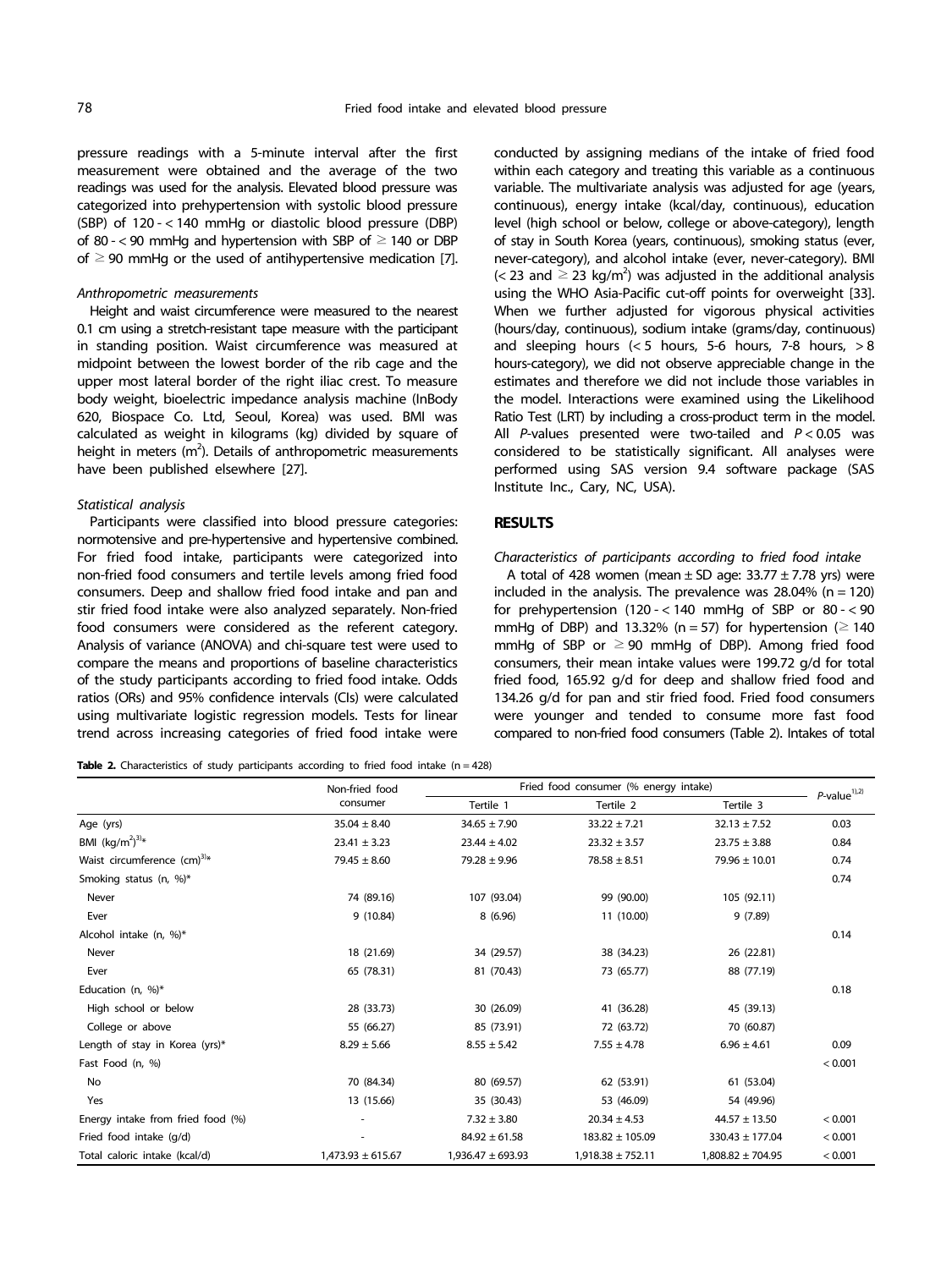pressure readings with a 5-minute interval after the first measurement were obtained and the average of the two readings was used for the analysis. Elevated blood pressure was categorized into prehypertension with systolic blood pressure (SBP) of 120 - < 140 mmHg or diastolic blood pressure (DBP) of 80 - < 90 mmHg and hypertension with SBP of ≥ 140 or DBP of ≥ 90 mmHg or the used of antihypertensive medication [7].

*Anthropometric measurements*

Height and waist circumference were measured to the nearest 0.1 cm using a stretch-resistant tape measure with the participant in standing position. Waist circumference was measured at midpoint between the lowest border of the rib cage and the upper most lateral border of the right iliac crest. To measure body weight, bioelectric impedance analysis machine (InBody 620, Biospace Co. Ltd, Seoul, Korea) was used. BMI was calculated as weight in kilograms (kg) divided by square of height in meters ($m^2$). Details of anthropometric measurements have been published elsewhere [27].

*Statistical analysis*

Participants were classified into blood pressure categories: normotensive and pre-hypertensive and hypertensive combined. For fried food intake, participants were categorized into non-fried food consumers and tertile levels among fried food consumers. Deep and shallow fried food intake and pan and stir fried food intake were also analyzed separately. Non-fried food consumers were considered as the referent category. Analysis of variance (ANOVA) and chi-square test were used to compare the means and proportions of baseline characteristics of the study participants according to fried food intake. Odds ratios (ORs) and 95% confidence intervals (CIs) were calculated using multivariate logistic regression models. Tests for linear trend across increasing categories of fried food intake were conducted by assigning medians of the intake of fried food within each category and treating this variable as a continuous variable. The multivariate analysis was adjusted for age (years, continuous), energy intake (kcal/day, continuous), education level (high school or below, college or above-category), length of stay in South Korea (years, continuous), smoking status (ever, never-category), and alcohol intake (ever, never-category). BMI (< 23 and ≥ 23 kg/$m^2$) was adjusted in the additional analysis using the WHO Asia-Pacific cut-off points for overweight [33]. When we further adjusted for vigorous physical activities (hours/day, continuous), sodium intake (grams/day, continuous) and sleeping hours (< 5 hours, 5-6 hours, 7-8 hours, > 8 hours-category), we did not observe appreciable change in the estimates and therefore we did not include those variables in the model. Interactions were examined using the Likelihood Ratio Test (LRT) by including a cross-product term in the model. All *P*-values presented were two-tailed and $P < 0.05$ was considered to be statistically significant. All analyses were performed using SAS version 9.4 software package (SAS Institute Inc., Cary, NC, USA).

## RESULTS

*Characteristics of participants according to fried food intake*

A total of 428 women (mean ± SD age: 33.77 ± 7.78 yrs) were included in the analysis. The prevalence was 28.04% (n = 120) for prehypertension (120 - < 140 mmHg of SBP or 80 - < 90 mmHg of DBP) and 13.32% (n = 57) for hypertension (≥ 140 mmHg of SBP or ≥ 90 mmHg of DBP). Among fried food consumers, their mean intake values were 199.72 g/d for total fried food, 165.92 g/d for deep and shallow fried food and 134.26 g/d for pan and stir fried food. Fried food consumers were younger and tended to consume more fast food compared to non-fried food consumers (Table 2). Intakes of total

**Table 2.** Characteristics of study participants according to fried food intake (n = 428)

| | Non-fried food consumer | Fried food consumer (% energy intake) | | | *P*-value[1),2)] |
|---|---|---|---|---|---|
| | | Tertile 1 | Tertile 2 | Tertile 3 | |
| Age (yrs) | 35.04 ± 8.40 | 34.65 ± 7.90 | 33.22 ± 7.21 | 32.13 ± 7.52 | 0.03 |
| BMI (kg/m$^2$)[3)]* | 23.41 ± 3.23 | 23.44 ± 4.02 | 23.32 ± 3.57 | 23.75 ± 3.88 | 0.84 |
| Waist circumference (cm)[3)]* | 79.45 ± 8.60 | 79.28 ± 9.96 | 78.58 ± 8.51 | 79.96 ± 10.01 | 0.74 |
| Smoking status (n, %)* | | | | | 0.74 |
| Never | 74 (89.16) | 107 (93.04) | 99 (90.00) | 105 (92.11) | |
| Ever | 9 (10.84) | 8 (6.96) | 11 (10.00) | 9 (7.89) | |
| Alcohol intake (n, %)* | | | | | 0.14 |
| Never | 18 (21.69) | 34 (29.57) | 38 (34.23) | 26 (22.81) | |
| Ever | 65 (78.31) | 81 (70.43) | 73 (65.77) | 88 (77.19) | |
| Education (n, %)* | | | | | 0.18 |
| High school or below | 28 (33.73) | 30 (26.09) | 41 (36.28) | 45 (39.13) | |
| College or above | 55 (66.27) | 85 (73.91) | 72 (63.72) | 70 (60.87) | |
| Length of stay in Korea (yrs)* | 8.29 ± 5.66 | 8.55 ± 5.42 | 7.55 ± 4.78 | 6.96 ± 4.61 | 0.09 |
| Fast Food (n, %) | | | | | < 0.001 |
| No | 70 (84.34) | 80 (69.57) | 62 (53.91) | 61 (53.04) | |
| Yes | 13 (15.66) | 35 (30.43) | 53 (46.09) | 54 (49.96) | |
| Energy intake from fried food (%) | - | 7.32 ± 3.80 | 20.34 ± 4.53 | 44.57 ± 13.50 | < 0.001 |
| Fried food intake (g/d) | - | 84.92 ± 61.58 | 183.82 ± 105.09 | 330.43 ± 177.04 | < 0.001 |
| Total caloric intake (kcal/d) | 1,473.93 ± 615.67 | 1,936.47 ± 693.93 | 1,918.38 ± 752.11 | 1,808.82 ± 704.95 | < 0.001 |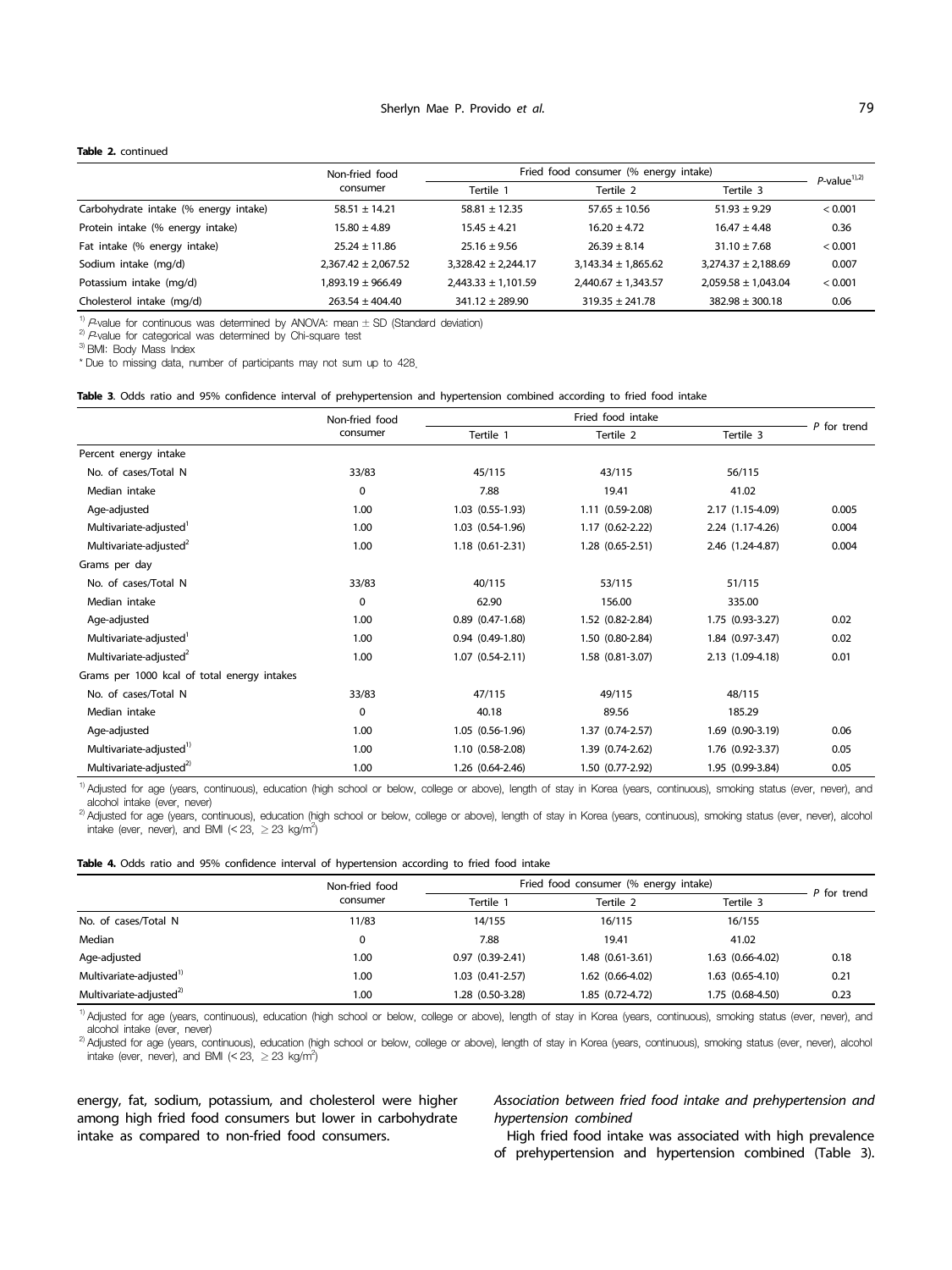**Table 2.** continued

| | Non-fried food consumer | Fried food consumer (% energy intake) | | | $P$-value[1),2)] |
|---|---|---|---|---|---|
| | | Tertile 1 | Tertile 2 | Tertile 3 | |
| Carbohydrate intake (% energy intake) | 58.51 ± 14.21 | 58.81 ± 12.35 | 57.65 ± 10.56 | 51.93 ± 9.29 | < 0.001 |
| Protein intake (% energy intake) | 15.80 ± 4.89 | 15.45 ± 4.21 | 16.20 ± 4.72 | 16.47 ± 4.48 | 0.36 |
| Fat intake (% energy intake) | 25.24 ± 11.86 | 25.16 ± 9.56 | 26.39 ± 8.14 | 31.10 ± 7.68 | < 0.001 |
| Sodium intake (mg/d) | 2,367.42 ± 2,067.52 | 3,328.42 ± 2,244.17 | 3,143.34 ± 1,865.62 | 3,274.37 ± 2,188.69 | 0.007 |
| Potassium intake (mg/d) | 1,893.19 ± 966.49 | 2,443.33 ± 1,101.59 | 2,440.67 ± 1,343.57 | 2,059.58 ± 1,043.04 | < 0.001 |
| Cholesterol intake (mg/d) | 263.54 ± 404.40 | 341.12 ± 289.90 | 319.35 ± 241.78 | 382.98 ± 300.18 | 0.06 |

[1)] $P$-value for continuous was determined by ANOVA: mean ± SD (Standard deviation)
[2)] $P$-value for categorical was determined by Chi-square test
[3)] BMI: Body Mass Index
* Due to missing data, number of participants may not sum up to 428.

**Table 3.** Odds ratio and 95% confidence interval of prehypertension and hypertension combined according to fried food intake

| | Non-fried food consumer | Fried food intake | | | $P$ for trend |
|---|---|---|---|---|---|
| | | Tertile 1 | Tertile 2 | Tertile 3 | |
| Percent energy intake | | | | | |
| No. of cases/Total N | 33/83 | 45/115 | 43/115 | 56/115 | |
| Median intake | 0 | 7.88 | 19.41 | 41.02 | |
| Age-adjusted | 1.00 | 1.03 (0.55-1.93) | 1.11 (0.59-2.08) | 2.17 (1.15-4.09) | 0.005 |
| Multivariate-adjusted[1] | 1.00 | 1.03 (0.54-1.96) | 1.17 (0.62-2.22) | 2.24 (1.17-4.26) | 0.004 |
| Multivariate-adjusted[2] | 1.00 | 1.18 (0.61-2.31) | 1.28 (0.65-2.51) | 2.46 (1.24-4.87) | 0.004 |
| Grams per day | | | | | |
| No. of cases/Total N | 33/83 | 40/115 | 53/115 | 51/115 | |
| Median intake | 0 | 62.90 | 156.00 | 335.00 | |
| Age-adjusted | 1.00 | 0.89 (0.47-1.68) | 1.52 (0.82-2.84) | 1.75 (0.93-3.27) | 0.02 |
| Multivariate-adjusted[1] | 1.00 | 0.94 (0.49-1.80) | 1.50 (0.80-2.84) | 1.84 (0.97-3.47) | 0.02 |
| Multivariate-adjusted[2] | 1.00 | 1.07 (0.54-2.11) | 1.58 (0.81-3.07) | 2.13 (1.09-4.18) | 0.01 |
| Grams per 1000 kcal of total energy intakes | | | | | |
| No. of cases/Total N | 33/83 | 47/115 | 49/115 | 48/115 | |
| Median intake | 0 | 40.18 | 89.56 | 185.29 | |
| Age-adjusted | 1.00 | 1.05 (0.56-1.96) | 1.37 (0.74-2.57) | 1.69 (0.90-3.19) | 0.06 |
| Multivariate-adjusted[1)] | 1.00 | 1.10 (0.58-2.08) | 1.39 (0.74-2.62) | 1.76 (0.92-3.37) | 0.05 |
| Multivariate-adjusted[2)] | 1.00 | 1.26 (0.64-2.46) | 1.50 (0.77-2.92) | 1.95 (0.99-3.84) | 0.05 |

[1)] Adjusted for age (years, continuous), education (high school or below, college or above), length of stay in Korea (years, continuous), smoking status (ever, never), and alcohol intake (ever, never)
[2)] Adjusted for age (years, continuous), education (high school or below, college or above), length of stay in Korea (years, continuous), smoking status (ever, never), alcohol intake (ever, never), and BMI (< 23, ≥ 23 kg/m$^2$)

**Table 4.** Odds ratio and 95% confidence interval of hypertension according to fried food intake

| | Non-fried food consumer | Fried food consumer (% energy intake) | | | $P$ for trend |
|---|---|---|---|---|---|
| | | Tertile 1 | Tertile 2 | Tertile 3 | |
| No. of cases/Total N | 11/83 | 14/155 | 16/115 | 16/155 | |
| Median | 0 | 7.88 | 19.41 | 41.02 | |
| Age-adjusted | 1.00 | 0.97 (0.39-2.41) | 1.48 (0.61-3.61) | 1.63 (0.66-4.02) | 0.18 |
| Multivariate-adjusted[1)] | 1.00 | 1.03 (0.41-2.57) | 1.62 (0.66-4.02) | 1.63 (0.65-4.10) | 0.21 |
| Multivariate-adjusted[2)] | 1.00 | 1.28 (0.50-3.28) | 1.85 (0.72-4.72) | 1.75 (0.68-4.50) | 0.23 |

[1)] Adjusted for age (years, continuous), education (high school or below, college or above), length of stay in Korea (years, continuous), smoking status (ever, never), and alcohol intake (ever, never)
[2)] Adjusted for age (years, continuous), education (high school or below, college or above), length of stay in Korea (years, continuous), smoking status (ever, never), alcohol intake (ever, never), and BMI (< 23, ≥ 23 kg/m$^2$)

energy, fat, sodium, potassium, and cholesterol were higher among high fried food consumers but lower in carbohydrate intake as compared to non-fried food consumers.

*Association between fried food intake and prehypertension and hypertension combined*

High fried food intake was associated with high prevalence of prehypertension and hypertension combined (Table 3).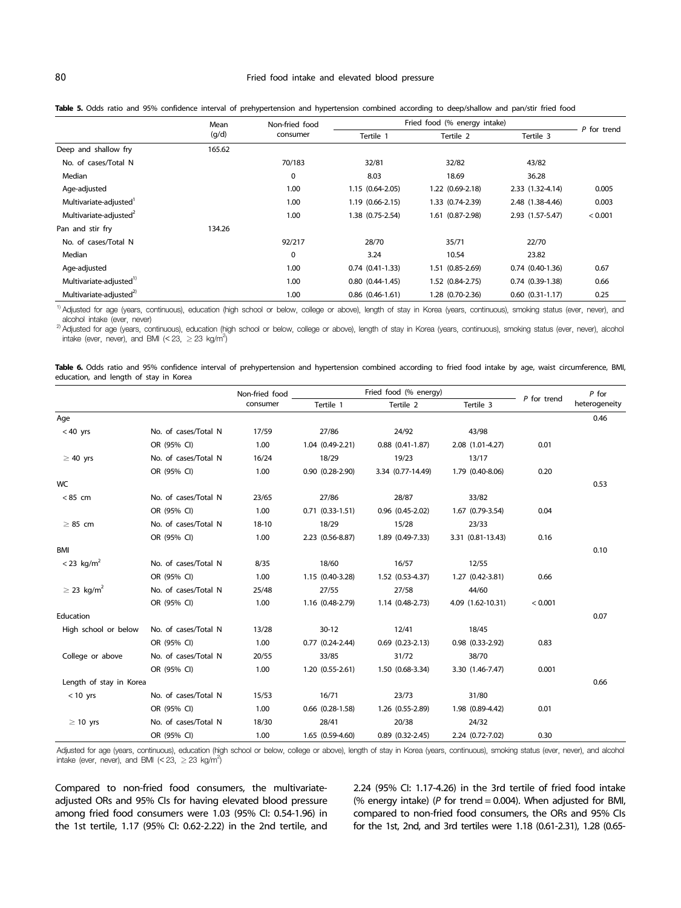**Table 5.** Odds ratio and 95% confidence interval of prehypertension and hypertension combined according to deep/shallow and pan/stir fried food

| | Mean (g/d) | Non-fried food consumer | Fried food (% energy intake) | | | *P* for trend |
|---|---|---|---|---|---|---|
| | | | Tertile 1 | Tertile 2 | Tertile 3 | |
| Deep and shallow fry | 165.62 | | | | | |
| No. of cases/Total N | | 70/183 | 32/81 | 32/82 | 43/82 | |
| Median | | 0 | 8.03 | 18.69 | 36.28 | |
| Age-adjusted | | 1.00 | 1.15 (0.64-2.05) | 1.22 (0.69-2.18) | 2.33 (1.32-4.14) | 0.005 |
| Multivariate-adjusted[1] | | 1.00 | 1.19 (0.66-2.15) | 1.33 (0.74-2.39) | 2.48 (1.38-4.46) | 0.003 |
| Multivariate-adjusted[2] | | 1.00 | 1.38 (0.75-2.54) | 1.61 (0.87-2.98) | 2.93 (1.57-5.47) | < 0.001 |
| Pan and stir fry | 134.26 | | | | | |
| No. of cases/Total N | | 92/217 | 28/70 | 35/71 | 22/70 | |
| Median | | 0 | 3.24 | 10.54 | 23.82 | |
| Age-adjusted | | 1.00 | 0.74 (0.41-1.33) | 1.51 (0.85-2.69) | 0.74 (0.40-1.36) | 0.67 |
| Multivariate-adjusted[1)] | | 1.00 | 0.80 (0.44-1.45) | 1.52 (0.84-2.75) | 0.74 (0.39-1.38) | 0.66 |
| Multivariate-adjusted[2)] | | 1.00 | 0.86 (0.46-1.61) | 1.28 (0.70-2.36) | 0.60 (0.31-1.17) | 0.25 |

[1)] Adjusted for age (years, continuous), education (high school or below, college or above), length of stay in Korea (years, continuous), smoking status (ever, never), and alcohol intake (ever, never)

[2)] Adjusted for age (years, continuous), education (high school or below, college or above), length of stay in Korea (years, continuous), smoking status (ever, never), alcohol intake (ever, never), and BMI (< 23, ≥ 23 kg/m$^2$)

**Table 6.** Odds ratio and 95% confidence interval of prehypertension and hypertension combined according to fried food intake by age, waist circumference, BMI, education, and length of stay in Korea

| | | Non-fried food consumer | Fried food (% energy) | | | *P* for trend | *P* for heterogeneity |
|---|---|---|---|---|---|---|---|
| | | | Tertile 1 | Tertile 2 | Tertile 3 | | |
| Age | | | | | | | 0.46 |
| < 40 yrs | No. of cases/Total N | 17/59 | 27/86 | 24/92 | 43/98 | | |
| | OR (95% CI) | 1.00 | 1.04 (0.49-2.21) | 0.88 (0.41-1.87) | 2.08 (1.01-4.27) | 0.01 | |
| ≥ 40 yrs | No. of cases/Total N | 16/24 | 18/29 | 19/23 | 13/17 | | |
| | OR (95% CI) | 1.00 | 0.90 (0.28-2.90) | 3.34 (0.77-14.49) | 1.79 (0.40-8.06) | 0.20 | |
| WC | | | | | | | 0.53 |
| < 85 cm | No. of cases/Total N | 23/65 | 27/86 | 28/87 | 33/82 | | |
| | OR (95% CI) | 1.00 | 0.71 (0.33-1.51) | 0.96 (0.45-2.02) | 1.67 (0.79-3.54) | 0.04 | |
| ≥ 85 cm | No. of cases/Total N | 18-10 | 18/29 | 15/28 | 23/33 | | |
| | OR (95% CI) | 1.00 | 2.23 (0.56-8.87) | 1.89 (0.49-7.33) | 3.31 (0.81-13.43) | 0.16 | |
| BMI | | | | | | | 0.10 |
| < 23 kg/m$^2$ | No. of cases/Total N | 8/35 | 18/60 | 16/57 | 12/55 | | |
| | OR (95% CI) | 1.00 | 1.15 (0.40-3.28) | 1.52 (0.53-4.37) | 1.27 (0.42-3.81) | 0.66 | |
| ≥ 23 kg/m$^2$ | No. of cases/Total N | 25/48 | 27/55 | 27/58 | 44/60 | | |
| | OR (95% CI) | 1.00 | 1.16 (0.48-2.79) | 1.14 (0.48-2.73) | 4.09 (1.62-10.31) | < 0.001 | |
| Education | | | | | | | 0.07 |
| High school or below | No. of cases/Total N | 13/28 | 30-12 | 12/41 | 18/45 | | |
| | OR (95% CI) | 1.00 | 0.77 (0.24-2.44) | 0.69 (0.23-2.13) | 0.98 (0.33-2.92) | 0.83 | |
| College or above | No. of cases/Total N | 20/55 | 33/85 | 31/72 | 38/70 | | |
| | OR (95% CI) | 1.00 | 1.20 (0.55-2.61) | 1.50 (0.68-3.34) | 3.30 (1.46-7.47) | 0.001 | |
| Length of stay in Korea | | | | | | | 0.66 |
| < 10 yrs | No. of cases/Total N | 15/53 | 16/71 | 23/73 | 31/80 | | |
| | OR (95% CI) | 1.00 | 0.66 (0.28-1.58) | 1.26 (0.55-2.89) | 1.98 (0.89-4.42) | 0.01 | |
| ≥ 10 yrs | No. of cases/Total N | 18/30 | 28/41 | 20/38 | 24/32 | | |
| | OR (95% CI) | 1.00 | 1.65 (0.59-4.60) | 0.89 (0.32-2.45) | 2.24 (0.72-7.02) | 0.30 | |

Adjusted for age (years, continuous), education (high school or below, college or above), length of stay in Korea (years, continuous), smoking status (ever, never), and alcohol intake (ever, never), and BMI (< 23, ≥ 23 kg/m$^2$)

Compared to non-fried food consumers, the multivariate-adjusted ORs and 95% CIs for having elevated blood pressure among fried food consumers were 1.03 (95% CI: 0.54-1.96) in the 1st tertile, 1.17 (95% CI: 0.62-2.22) in the 2nd tertile, and 2.24 (95% CI: 1.17-4.26) in the 3rd tertile of fried food intake (% energy intake) (*P* for trend = 0.004). When adjusted for BMI, compared to non-fried food consumers, the ORs and 95% CIs for the 1st, 2nd, and 3rd tertiles were 1.18 (0.61-2.31), 1.28 (0.65-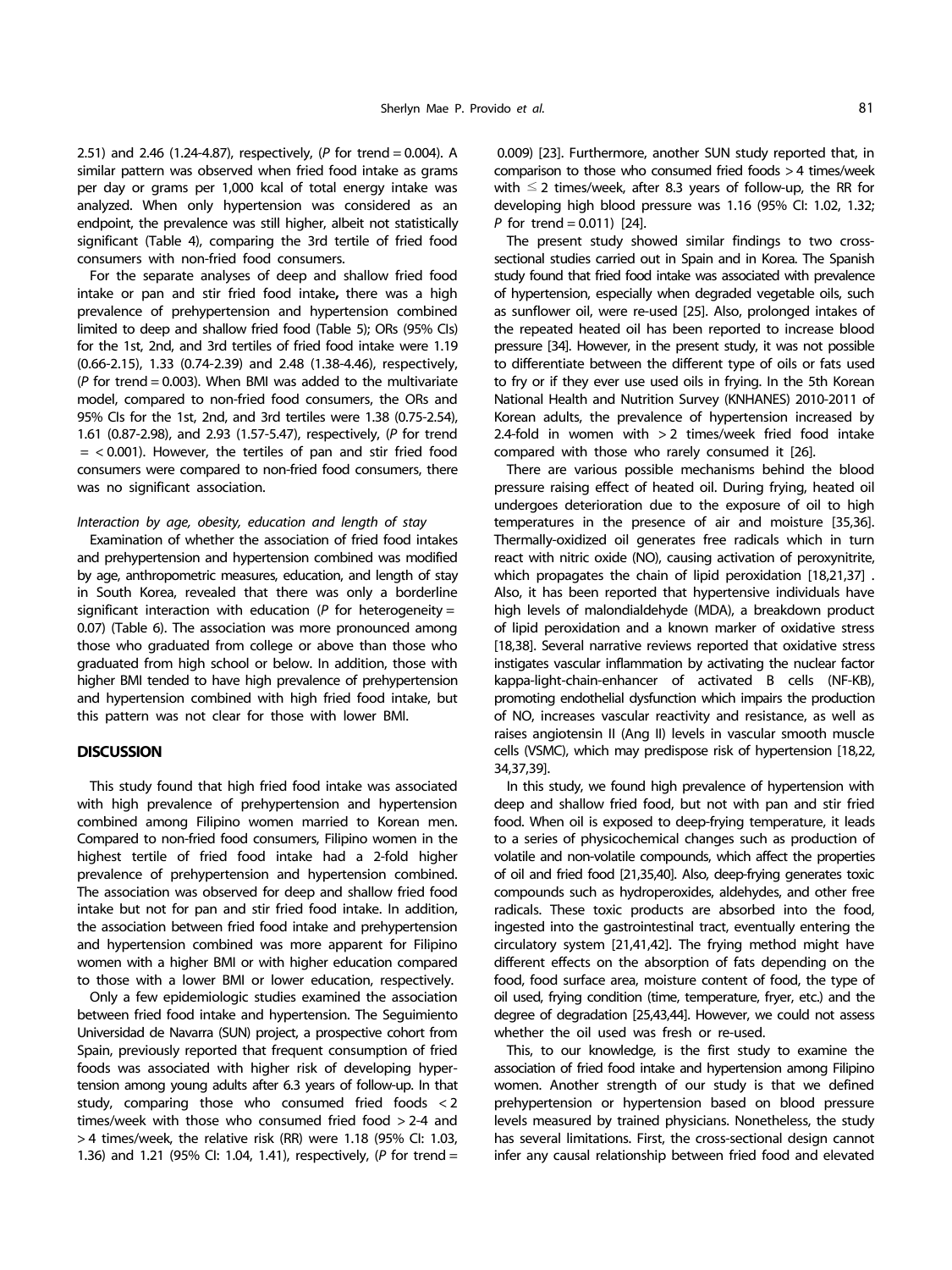2.51) and 2.46 (1.24-4.87), respectively, ($P$ for trend = 0.004). A similar pattern was observed when fried food intake as grams per day or grams per 1,000 kcal of total energy intake was analyzed. When only hypertension was considered as an endpoint, the prevalence was still higher, albeit not statistically significant (Table 4), comparing the 3rd tertile of fried food consumers with non-fried food consumers.

For the separate analyses of deep and shallow fried food intake or pan and stir fried food intake**,** there was a high prevalence of prehypertension and hypertension combined limited to deep and shallow fried food (Table 5); ORs (95% CIs) for the 1st, 2nd, and 3rd tertiles of fried food intake were 1.19 (0.66-2.15), 1.33 (0.74-2.39) and 2.48 (1.38-4.46), respectively, ($P$ for trend = 0.003). When BMI was added to the multivariate model, compared to non-fried food consumers, the ORs and 95% CIs for the 1st, 2nd, and 3rd tertiles were 1.38 (0.75-2.54), 1.61 (0.87-2.98), and 2.93 (1.57-5.47), respectively, ($P$ for trend = < 0.001). However, the tertiles of pan and stir fried food consumers were compared to non-fried food consumers, there was no significant association.

*Interaction by age, obesity, education and length of stay*

Examination of whether the association of fried food intakes and prehypertension and hypertension combined was modified by age, anthropometric measures, education, and length of stay in South Korea, revealed that there was only a borderline significant interaction with education ($P$ for heterogeneity = 0.07) (Table 6). The association was more pronounced among those who graduated from college or above than those who graduated from high school or below. In addition, those with higher BMI tended to have high prevalence of prehypertension and hypertension combined with high fried food intake, but this pattern was not clear for those with lower BMI.

## DISCUSSION

This study found that high fried food intake was associated with high prevalence of prehypertension and hypertension combined among Filipino women married to Korean men. Compared to non-fried food consumers, Filipino women in the highest tertile of fried food intake had a 2-fold higher prevalence of prehypertension and hypertension combined. The association was observed for deep and shallow fried food intake but not for pan and stir fried food intake. In addition, the association between fried food intake and prehypertension and hypertension combined was more apparent for Filipino women with a higher BMI or with higher education compared to those with a lower BMI or lower education, respectively.

Only a few epidemiologic studies examined the association between fried food intake and hypertension. The Seguimiento Universidad de Navarra (SUN) project, a prospective cohort from Spain, previously reported that frequent consumption of fried foods was associated with higher risk of developing hypertension among young adults after 6.3 years of follow-up. In that study, comparing those who consumed fried foods < 2 times/week with those who consumed fried food > 2-4 and > 4 times/week, the relative risk (RR) were 1.18 (95% CI: 1.03, 1.36) and 1.21 (95% CI: 1.04, 1.41), respectively, ($P$ for trend = 0.009) [23]. Furthermore, another SUN study reported that, in comparison to those who consumed fried foods > 4 times/week with ≤ 2 times/week, after 8.3 years of follow-up, the RR for developing high blood pressure was 1.16 (95% CI: 1.02, 1.32; $P$ for trend = 0.011) [24].

The present study showed similar findings to two cross-sectional studies carried out in Spain and in Korea. The Spanish study found that fried food intake was associated with prevalence of hypertension, especially when degraded vegetable oils, such as sunflower oil, were re-used [25]. Also, prolonged intakes of the repeated heated oil has been reported to increase blood pressure [34]. However, in the present study, it was not possible to differentiate between the different type of oils or fats used to fry or if they ever use used oils in frying. In the 5th Korean National Health and Nutrition Survey (KNHANES) 2010-2011 of Korean adults, the prevalence of hypertension increased by 2.4-fold in women with > 2 times/week fried food intake compared with those who rarely consumed it [26].

There are various possible mechanisms behind the blood pressure raising effect of heated oil. During frying, heated oil undergoes deterioration due to the exposure of oil to high temperatures in the presence of air and moisture [35,36]. Thermally-oxidized oil generates free radicals which in turn react with nitric oxide (NO), causing activation of peroxynitrite, which propagates the chain of lipid peroxidation [18,21,37] . Also, it has been reported that hypertensive individuals have high levels of malondialdehyde (MDA), a breakdown product of lipid peroxidation and a known marker of oxidative stress [18,38]. Several narrative reviews reported that oxidative stress instigates vascular inflammation by activating the nuclear factor kappa-light-chain-enhancer of activated B cells (NF-KB), promoting endothelial dysfunction which impairs the production of NO, increases vascular reactivity and resistance, as well as raises angiotensin II (Ang II) levels in vascular smooth muscle cells (VSMC), which may predispose risk of hypertension [18,22, 34,37,39].

In this study, we found high prevalence of hypertension with deep and shallow fried food, but not with pan and stir fried food. When oil is exposed to deep-frying temperature, it leads to a series of physicochemical changes such as production of volatile and non-volatile compounds, which affect the properties of oil and fried food [21,35,40]. Also, deep-frying generates toxic compounds such as hydroperoxides, aldehydes, and other free radicals. These toxic products are absorbed into the food, ingested into the gastrointestinal tract, eventually entering the circulatory system [21,41,42]. The frying method might have different effects on the absorption of fats depending on the food, food surface area, moisture content of food, the type of oil used, frying condition (time, temperature, fryer, etc.) and the degree of degradation [25,43,44]. However, we could not assess whether the oil used was fresh or re-used.

This, to our knowledge, is the first study to examine the association of fried food intake and hypertension among Filipino women. Another strength of our study is that we defined prehypertension or hypertension based on blood pressure levels measured by trained physicians. Nonetheless, this study has several limitations. First, the cross-sectional design cannot infer any causal relationship between fried food and elevated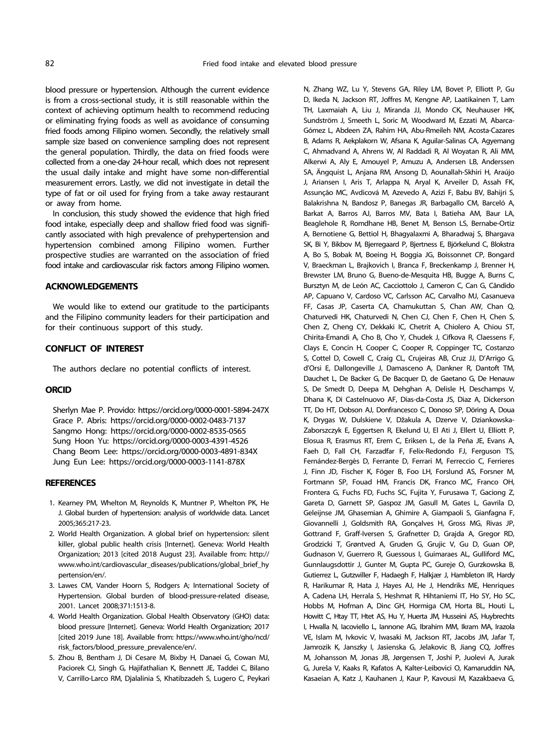blood pressure or hypertension. Although the current evidence is from a cross-sectional study, it is still reasonable within the context of achieving optimum health to recommend reducing or eliminating frying foods as well as avoidance of consuming fried foods among Filipino women. Secondly, the relatively small sample size based on convenience sampling does not represent the general population. Thirdly, the data on fried foods were collected from a one-day 24-hour recall, which does not represent the usual daily intake and might have some non-differential measurement errors. Lastly, we did not investigate in detail the type of fat or oil used for frying from a take away restaurant or away from home.

In conclusion, this study showed the evidence that high fried food intake, especially deep and shallow fried food was significantly associated with high prevalence of prehypertension and hypertension combined among Filipino women. Further prospective studies are warranted on the association of fried food intake and cardiovascular risk factors among Filipino women.

## ACKNOWLEDGEMENTS

We would like to extend our gratitude to the participants and the Filipino community leaders for their participation and for their continuous support of this study.

## CONFLICT OF INTEREST

The authors declare no potential conflicts of interest.

## ORCID

Sherlyn Mae P. Provido: https://orcid.org/0000-0001-5894-247X
Grace P. Abris: https://orcid.org/0000-0002-0483-7137
Sangmo Hong: https://orcid.org/0000-0002-8535-0565
Sung Hoon Yu: https://orcid.org/0000-0003-4391-4526
Chang Beom Lee: https://orcid.org/0000-0003-4891-834X
Jung Eun Lee: https://orcid.org/0000-0003-1141-878X

## REFERENCES

1. Kearney PM, Whelton M, Reynolds K, Muntner P, Whelton PK, He J. Global burden of hypertension: analysis of worldwide data. Lancet 2005;365:217-23.
2. World Health Organization. A global brief on hypertension: silent killer, global public health crisis [Internet]. Geneva: World Health Organization; 2013 [cited 2018 August 23]. Available from: http://www.who.int/cardiovascular_diseases/publications/global_brief_hypertension/en/.
3. Lawes CM, Vander Hoorn S, Rodgers A; International Society of Hypertension. Global burden of blood-pressure-related disease, 2001. Lancet 2008;371:1513-8.
4. World Health Organization. Global Health Observatory (GHO) data: blood pressure [Internet]. Geneva: World Health Organization; 2017 [cited 2019 June 18]. Available from: https://www.who.int/gho/ncd/risk_factors/blood_pressure_prevalence/en/.
5. Zhou B, Bentham J, Di Cesare M, Bixby H, Danaei G, Cowan MJ, Paciorek CJ, Singh G, Hajifathalian K, Bennett JE, Taddei C, Bilano V, Carrillo-Larco RM, Djalalinia S, Khatibzadeh S, Lugero C, Peykari N, Zhang WZ, Lu Y, Stevens GA, Riley LM, Bovet P, Elliott P, Gu D, Ikeda N, Jackson RT, Joffres M, Kengne AP, Laatikainen T, Lam TH, Laxmaiah A, Liu J, Miranda JJ, Mondo CK, Neuhauser HK, Sundström J, Smeeth L, Soric M, Woodward M, Ezzati M, Abarca-Gómez L, Abdeen ZA, Rahim HA, Abu-Rmeileh NM, Acosta-Cazares B, Adams R, Aekplakorn W, Afsana K, Aguilar-Salinas CA, Agyemang C, Ahmadvand A, Ahrens W, Al Raddadi R, Al Woyatan R, Ali MM, Alkerwi A, Aly E, Amouyel P, Amuzu A, Andersen LB, Anderssen SA, Ängquist L, Anjana RM, Ansong D, Aounallah-Skhiri H, Araújo J, Ariansen I, Aris T, Arlappa N, Aryal K, Arveiler D, Assah FK, Assunção MC, Avdicová M, Azevedo A, Azizi F, Babu BV, Bahijri S, Balakrishna N, Bandosz P, Banegas JR, Barbagallo CM, Barceló A, Barkat A, Barros AJ, Barros MV, Bata I, Batieha AM, Baur LA, Beaglehole R, Romdhane HB, Benet M, Benson LS, Bernabe-Ortiz A, Bernotiene G, Bettiol H, Bhagyalaxmi A, Bharadwaj S, Bhargava SK, Bi Y, Bikbov M, Bjerregaard P, Bjertness E, Björkelund C, Blokstra A, Bo S, Bobak M, Boeing H, Boggia JG, Boissonnet CP, Bongard V, Braeckman L, Brajkovich I, Branca F, Breckenkamp J, Brenner H, Brewster LM, Bruno G, Bueno-de-Mesquita HB, Bugge A, Burns C, Bursztyn M, de León AC, Cacciottolo J, Cameron C, Can G, Cândido AP, Capuano V, Cardoso VC, Carlsson AC, Carvalho MJ, Casanueva FF, Casas JP, Caserta CA, Chamukuttan S, Chan AW, Chan Q, Chaturvedi HK, Chaturvedi N, Chen CJ, Chen F, Chen H, Chen S, Chen Z, Cheng CY, Dekkaki IC, Chetrit A, Chiolero A, Chiou ST, Chirita-Emandi A, Cho B, Cho Y, Chudek J, Cifkova R, Claessens F, Clays E, Concin H, Cooper C, Cooper R, Coppinger TC, Costanzo S, Cottel D, Cowell C, Craig CL, Crujeiras AB, Cruz JJ, D'Arrigo G, d'Orsi E, Dallongeville J, Damasceno A, Dankner R, Dantoft TM, Dauchet L, De Backer G, De Bacquer D, de Gaetano G, De Henauw S, De Smedt D, Deepa M, Dehghan A, Delisle H, Deschamps V, Dhana K, Di Castelnuovo AF, Dias-da-Costa JS, Diaz A, Dickerson TT, Do HT, Dobson AJ, Donfrancesco C, Donoso SP, Döring A, Doua K, Drygas W, Dulskiene V, Džakula A, Dzerve V, Dziankowska-Zaborszczyk E, Eggertsen R, Ekelund U, El Ati J, Ellert U, Elliott P, Elosua R, Erasmus RT, Erem C, Eriksen L, de la Peña JE, Evans A, Faeh D, Fall CH, Farzadfar F, Felix-Redondo FJ, Ferguson TS, Fernández-Bergés D, Ferrante D, Ferrari M, Ferreccio C, Ferrieres J, Finn JD, Fischer K, Föger B, Foo LH, Forslund AS, Forsner M, Fortmann SP, Fouad HM, Francis DK, Franco MC, Franco OH, Frontera G, Fuchs FD, Fuchs SC, Fujita Y, Furusawa T, Gaciong Z, Gareta D, Garnett SP, Gaspoz JM, Gasull M, Gates L, Gavrila D, Geleijnse JM, Ghasemian A, Ghimire A, Giampaoli S, Gianfagna F, Giovannelli J, Goldsmith RA, Gonçalves H, Gross MG, Rivas JP, Gottrand F, Graff-Iversen S, Grafnetter D, Grajda A, Gregor RD, Grodzicki T, Grøntved A, Gruden G, Grujic V, Gu D, Guan OP, Gudnason V, Guerrero R, Guessous I, Guimaraes AL, Gulliford MC, Gunnlaugsdottir J, Gunter M, Gupta PC, Gureje O, Gurzkowska B, Gutierrez L, Gutzwiller F, Hadaegh F, Halkjær J, Hambleton IR, Hardy R, Harikumar R, Hata J, Hayes AJ, He J, Hendriks ME, Henriques A, Cadena LH, Herrala S, Heshmat R, Hihtaniemi IT, Ho SY, Ho SC, Hobbs M, Hofman A, Dinc GH, Hormiga CM, Horta BL, Houti L, Howitt C, Htay TT, Htet AS, Hu Y, Huerta JM, Husseini AS, Huybrechts I, Hwalla N, Iacoviello L, Iannone AG, Ibrahim MM, Ikram MA, Irazola VE, Islam M, Ivkovic V, Iwasaki M, Jackson RT, Jacobs JM, Jafar T, Jamrozik K, Janszky I, Jasienska G, Jelakovic B, Jiang CQ, Joffres M, Johansson M, Jonas JB, Jørgensen T, Joshi P, Juolevi A, Jurak G, Jureša V, Kaaks R, Kafatos A, Kalter-Leibovici O, Kamaruddin NA, Kasaeian A, Katz J, Kauhanen J, Kaur P, Kavousi M, Kazakbaeva G,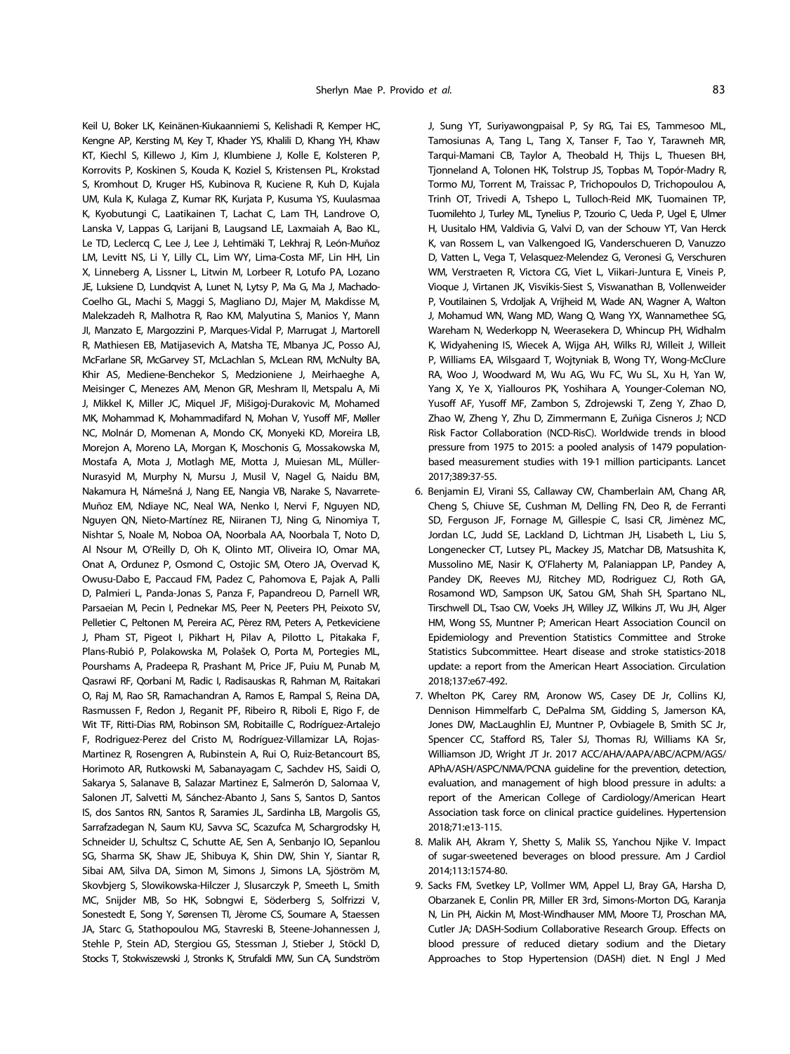Keil U, Boker LK, Keinänen-Kiukaanniemi S, Kelishadi R, Kemper HC, Kengne AP, Kersting M, Key T, Khader YS, Khalili D, Khang YH, Khaw KT, Kiechl S, Killewo J, Kim J, Klumbiene J, Kolle E, Kolsteren P, Korrovits P, Koskinen S, Kouda K, Koziel S, Kristensen PL, Krokstad S, Kromhout D, Kruger HS, Kubinova R, Kuciene R, Kuh D, Kujala UM, Kula K, Kulaga Z, Kumar RK, Kurjata P, Kusuma YS, Kuulasmaa K, Kyobutungi C, Laatikainen T, Lachat C, Lam TH, Landrove O, Lanska V, Lappas G, Larijani B, Laugsand LE, Laxmaiah A, Bao KL, Le TD, Leclercq C, Lee J, Lee J, Lehtimäki T, Lekhraj R, León-Muñoz LM, Levitt NS, Li Y, Lilly CL, Lim WY, Lima-Costa MF, Lin HH, Lin X, Linneberg A, Lissner L, Litwin M, Lorbeer R, Lotufo PA, Lozano JE, Luksiene D, Lundqvist A, Lunet N, Lytsy P, Ma G, Ma J, Machado-Coelho GL, Machi S, Maggi S, Magliano DJ, Majer M, Makdisse M, Malekzadeh R, Malhotra R, Rao KM, Malyutina S, Manios Y, Mann JI, Manzato E, Margozzini P, Marques-Vidal P, Marrugat J, Martorell R, Mathiesen EB, Matijasevich A, Matsha TE, Mbanya JC, Posso AJ, McFarlane SR, McGarvey ST, McLachlan S, McLean RM, McNulty BA, Khir AS, Mediene-Benchekor S, Medzioniene J, Meirhaeghe A, Meisinger C, Menezes AM, Menon GR, Meshram II, Metspalu A, Mi J, Mikkel K, Miller JC, Miquel JF, Mišigoj-Durakovic M, Mohamed MK, Mohammad K, Mohammadifard N, Mohan V, Yusoff MF, Møller NC, Molnár D, Momenan A, Mondo CK, Monyeki KD, Moreira LB, Morejon A, Moreno LA, Morgan K, Moschonis G, Mossakowska M, Mostafa A, Mota J, Motlagh ME, Motta J, Muiesan ML, Müller-Nurasyid M, Murphy N, Mursu J, Musil V, Nagel G, Naidu BM, Nakamura H, Námešná J, Nang EE, Nangia VB, Narake S, Navarrete-Muñoz EM, Ndiaye NC, Neal WA, Nenko I, Nervi F, Nguyen ND, Nguyen QN, Nieto-Martínez RE, Niiranen TJ, Ning G, Ninomiya T, Nishtar S, Noale M, Noboa OA, Noorbala AA, Noorbala T, Noto D, Al Nsour M, O'Reilly D, Oh K, Olinto MT, Oliveira IO, Omar MA, Onat A, Ordunez P, Osmond C, Ostojic SM, Otero JA, Overvad K, Owusu-Dabo E, Paccaud FM, Padez C, Pahomova E, Pajak A, Palli D, Palmieri L, Panda-Jonas S, Panza F, Papandreou D, Parnell WR, Parsaeian M, Pecin I, Pednekar MS, Peer N, Peeters PH, Peixoto SV, Pelletier C, Peltonen M, Pereira AC, Pérez RM, Peters A, Petkeviciene J, Pham ST, Pigeot I, Pikhart H, Pilav A, Pilotto L, Pitakaka F, Plans-Rubió P, Polakowska M, Polašek O, Porta M, Portegies ML, Pourshams A, Pradeepa R, Prashant M, Price JF, Puiu M, Punab M, Qasrawi RF, Qorbani M, Radic I, Radisauskas R, Rahman M, Raitakari O, Raj M, Rao SR, Ramachandran A, Ramos E, Rampal S, Reina DA, Rasmussen F, Redon J, Reganit PF, Ribeiro R, Riboli E, Rigo F, de Wit TF, Ritti-Dias RM, Robinson SM, Robitaille C, Rodríguez-Artalejo F, Rodriguez-Perez del Cristo M, Rodríguez-Villamizar LA, Rojas-Martinez R, Rosengren A, Rubinstein A, Rui O, Ruiz-Betancourt BS, Horimoto AR, Rutkowski M, Sabanayagam C, Sachdev HS, Saidi O, Sakarya S, Salanave B, Salazar Martinez E, Salmerón D, Salomaa V, Salonen JT, Salvetti M, Sánchez-Abanto J, Sans S, Santos D, Santos IS, dos Santos RN, Santos R, Saramies JL, Sardinha LB, Margolis GS, Sarrafzadegan N, Saum KU, Savva SC, Scazufca M, Schargrodsky H, Schneider IJ, Schultsz C, Schutte AE, Sen A, Senbanjo IO, Sepanlou SG, Sharma SK, Shaw JE, Shibuya K, Shin DW, Shin Y, Siantar R, Sibai AM, Silva DA, Simon M, Simons J, Simons LA, Sjöström M, Skovbjerg S, Slowikowska-Hilczer J, Slusarczyk P, Smeeth L, Smith MC, Snijder MB, So HK, Sobngwi E, Söderberg S, Solfrizzi V, Sonestedt E, Song Y, Sørensen TI, Jérome CS, Soumare A, Staessen JA, Starc G, Stathopoulou MG, Stavreski B, Steene-Johannessen J, Stehle P, Stein AD, Stergiou GS, Stessman J, Stieber J, Stöckl D, Stocks T, Stokwiszewski J, Stronks K, Strufaldi MW, Sun CA, Sundström J, Sung YT, Suriyawongpaisal P, Sy RG, Tai ES, Tammesoo ML, Tamosiunas A, Tang L, Tang X, Tanser F, Tao Y, Tarawneh MR, Tarqui-Mamani CB, Taylor A, Theobald H, Thijs L, Thuesen BH, Tjonneland A, Tolonen HK, Tolstrup JS, Topbas M, Topór-Madry R, Tormo MJ, Torrent M, Traissac P, Trichopoulos D, Trichopoulou A, Trinh OT, Trivedi A, Tshepo L, Tulloch-Reid MK, Tuomainen TP, Tuomilehto J, Turley ML, Tynelius P, Tzourio C, Ueda P, Ugel E, Ulmer H, Uusitalo HM, Valdivia G, Valvi D, van der Schouw YT, Van Herck K, van Rossem L, van Valkengoed IG, Vanderschueren D, Vanuzzo D, Vatten L, Vega T, Velasquez-Melendez G, Veronesi G, Verschuren WM, Verstraeten R, Victora CG, Viet L, Viikari-Juntura E, Vineis P, Vioque J, Virtanen JK, Visvikis-Siest S, Viswanathan B, Vollenweider P, Voutilainen S, Vrdoljak A, Vrijheid M, Wade AN, Wagner A, Walton J, Mohamud WN, Wang MD, Wang Q, Wang YX, Wannamethee SG, Wareham N, Wederkopp N, Weerasekera D, Whincup PH, Widhalm K, Widyahening IS, Wiecek A, Wijga AH, Wilks RJ, Willeit J, Willeit P, Williams EA, Wilsgaard T, Wojtyniak B, Wong TY, Wong-McClure RA, Woo J, Woodward M, Wu AG, Wu FC, Wu SL, Xu H, Yan W, Yang X, Ye X, Yiallouros PK, Yoshihara A, Younger-Coleman NO, Yusoff AF, Yusoff MF, Zambon S, Zdrojewski T, Zeng Y, Zhao D, Zhao W, Zheng Y, Zhu D, Zimmermann E, Zuñiga Cisneros J; NCD Risk Factor Collaboration (NCD-RisC). Worldwide trends in blood pressure from 1975 to 2015: a pooled analysis of 1479 population-based measurement studies with 19·1 million participants. Lancet 2017;389:37-55.

6. Benjamin EJ, Virani SS, Callaway CW, Chamberlain AM, Chang AR, Cheng S, Chiuve SE, Cushman M, Delling FN, Deo R, de Ferranti SD, Ferguson JF, Fornage M, Gillespie C, Isasi CR, Jiménez MC, Jordan LC, Judd SE, Lackland D, Lichtman JH, Lisabeth L, Liu S, Longenecker CT, Lutsey PL, Mackey JS, Matchar DB, Matsushita K, Mussolino ME, Nasir K, O'Flaherty M, Palaniappan LP, Pandey A, Pandey DK, Reeves MJ, Ritchey MD, Rodriguez CJ, Roth GA, Rosamond WD, Sampson UK, Satou GM, Shah SH, Spartano NL, Tirschwell DL, Tsao CW, Voeks JH, Willey JZ, Wilkins JT, Wu JH, Alger HM, Wong SS, Muntner P; American Heart Association Council on Epidemiology and Prevention Statistics Committee and Stroke Statistics Subcommittee. Heart disease and stroke statistics-2018 update: a report from the American Heart Association. Circulation 2018;137:e67-492.
7. Whelton PK, Carey RM, Aronow WS, Casey DE Jr, Collins KJ, Dennison Himmelfarb C, DePalma SM, Gidding S, Jamerson KA, Jones DW, MacLaughlin EJ, Muntner P, Ovbiagele B, Smith SC Jr, Spencer CC, Stafford RS, Taler SJ, Thomas RJ, Williams KA Sr, Williamson JD, Wright JT Jr. 2017 ACC/AHA/AAPA/ABC/ACPM/AGS/APhA/ASH/ASPC/NMA/PCNA guideline for the prevention, detection, evaluation, and management of high blood pressure in adults: a report of the American College of Cardiology/American Heart Association task force on clinical practice guidelines. Hypertension 2018;71:e13-115.
8. Malik AH, Akram Y, Shetty S, Malik SS, Yanchou Njike V. Impact of sugar-sweetened beverages on blood pressure. Am J Cardiol 2014;113:1574-80.
9. Sacks FM, Svetkey LP, Vollmer WM, Appel LJ, Bray GA, Harsha D, Obarzanek E, Conlin PR, Miller ER 3rd, Simons-Morton DG, Karanja N, Lin PH, Aickin M, Most-Windhauser MM, Moore TJ, Proschan MA, Cutler JA; DASH-Sodium Collaborative Research Group. Effects on blood pressure of reduced dietary sodium and the Dietary Approaches to Stop Hypertension (DASH) diet. N Engl J Med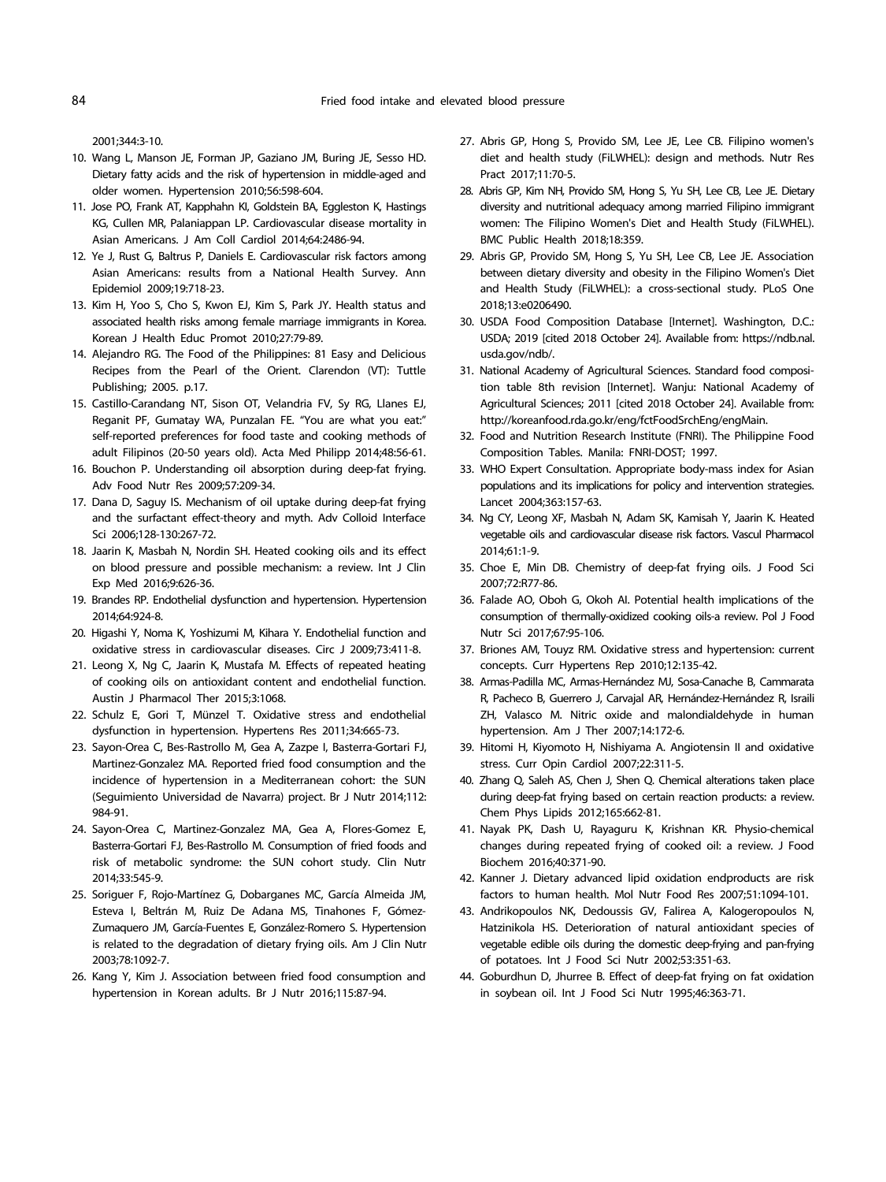2001;344:3-10.

10. Wang L, Manson JE, Forman JP, Gaziano JM, Buring JE, Sesso HD. Dietary fatty acids and the risk of hypertension in middle-aged and older women. Hypertension 2010;56:598-604.
11. Jose PO, Frank AT, Kapphahn KI, Goldstein BA, Eggleston K, Hastings KG, Cullen MR, Palaniappan LP. Cardiovascular disease mortality in Asian Americans. J Am Coll Cardiol 2014;64:2486-94.
12. Ye J, Rust G, Baltrus P, Daniels E. Cardiovascular risk factors among Asian Americans: results from a National Health Survey. Ann Epidemiol 2009;19:718-23.
13. Kim H, Yoo S, Cho S, Kwon EJ, Kim S, Park JY. Health status and associated health risks among female marriage immigrants in Korea. Korean J Health Educ Promot 2010;27:79-89.
14. Alejandro RG. The Food of the Philippines: 81 Easy and Delicious Recipes from the Pearl of the Orient. Clarendon (VT): Tuttle Publishing; 2005. p.17.
15. Castillo-Carandang NT, Sison OT, Velandria FV, Sy RG, Llanes EJ, Reganit PF, Gumatay WA, Punzalan FE. "You are what you eat:" self-reported preferences for food taste and cooking methods of adult Filipinos (20-50 years old). Acta Med Philipp 2014;48:56-61.
16. Bouchon P. Understanding oil absorption during deep-fat frying. Adv Food Nutr Res 2009;57:209-34.
17. Dana D, Saguy IS. Mechanism of oil uptake during deep-fat frying and the surfactant effect-theory and myth. Adv Colloid Interface Sci 2006;128-130:267-72.
18. Jaarin K, Masbah N, Nordin SH. Heated cooking oils and its effect on blood pressure and possible mechanism: a review. Int J Clin Exp Med 2016;9:626-36.
19. Brandes RP. Endothelial dysfunction and hypertension. Hypertension 2014;64:924-8.
20. Higashi Y, Noma K, Yoshizumi M, Kihara Y. Endothelial function and oxidative stress in cardiovascular diseases. Circ J 2009;73:411-8.
21. Leong X, Ng C, Jaarin K, Mustafa M. Effects of repeated heating of cooking oils on antioxidant content and endothelial function. Austin J Pharmacol Ther 2015;3:1068.
22. Schulz E, Gori T, Münzel T. Oxidative stress and endothelial dysfunction in hypertension. Hypertens Res 2011;34:665-73.
23. Sayon-Orea C, Bes-Rastrollo M, Gea A, Zazpe I, Basterra-Gortari FJ, Martinez-Gonzalez MA. Reported fried food consumption and the incidence of hypertension in a Mediterranean cohort: the SUN (Seguimiento Universidad de Navarra) project. Br J Nutr 2014;112: 984-91.
24. Sayon-Orea C, Martinez-Gonzalez MA, Gea A, Flores-Gomez E, Basterra-Gortari FJ, Bes-Rastrollo M. Consumption of fried foods and risk of metabolic syndrome: the SUN cohort study. Clin Nutr 2014;33:545-9.
25. Soriguer F, Rojo-Martínez G, Dobarganes MC, García Almeida JM, Esteva I, Beltrán M, Ruiz De Adana MS, Tinahones F, Gómez-Zumaquero JM, García-Fuentes E, González-Romero S. Hypertension is related to the degradation of dietary frying oils. Am J Clin Nutr 2003;78:1092-7.
26. Kang Y, Kim J. Association between fried food consumption and hypertension in Korean adults. Br J Nutr 2016;115:87-94.
27. Abris GP, Hong S, Provido SM, Lee JE, Lee CB. Filipino women's diet and health study (FiLWHEL): design and methods. Nutr Res Pract 2017;11:70-5.
28. Abris GP, Kim NH, Provido SM, Hong S, Yu SH, Lee CB, Lee JE. Dietary diversity and nutritional adequacy among married Filipino immigrant women: The Filipino Women's Diet and Health Study (FiLWHEL). BMC Public Health 2018;18:359.
29. Abris GP, Provido SM, Hong S, Yu SH, Lee CB, Lee JE. Association between dietary diversity and obesity in the Filipino Women's Diet and Health Study (FiLWHEL): a cross-sectional study. PLoS One 2018;13:e0206490.
30. USDA Food Composition Database [Internet]. Washington, D.C.: USDA; 2019 [cited 2018 October 24]. Available from: https://ndb.nal.usda.gov/ndb/.
31. National Academy of Agricultural Sciences. Standard food composition table 8th revision [Internet]. Wanju: National Academy of Agricultural Sciences; 2011 [cited 2018 October 24]. Available from: http://koreanfood.rda.go.kr/eng/fctFoodSrchEng/engMain.
32. Food and Nutrition Research Institute (FNRI). The Philippine Food Composition Tables. Manila: FNRI-DOST; 1997.
33. WHO Expert Consultation. Appropriate body-mass index for Asian populations and its implications for policy and intervention strategies. Lancet 2004;363:157-63.
34. Ng CY, Leong XF, Masbah N, Adam SK, Kamisah Y, Jaarin K. Heated vegetable oils and cardiovascular disease risk factors. Vascul Pharmacol 2014;61:1-9.
35. Choe E, Min DB. Chemistry of deep-fat frying oils. J Food Sci 2007;72:R77-86.
36. Falade AO, Oboh G, Okoh AI. Potential health implications of the consumption of thermally-oxidized cooking oils-a review. Pol J Food Nutr Sci 2017;67:95-106.
37. Briones AM, Touyz RM. Oxidative stress and hypertension: current concepts. Curr Hypertens Rep 2010;12:135-42.
38. Armas-Padilla MC, Armas-Hernández MJ, Sosa-Canache B, Cammarata R, Pacheco B, Guerrero J, Carvajal AR, Hernández-Hernández R, Israili ZH, Valasco M. Nitric oxide and malondialdehyde in human hypertension. Am J Ther 2007;14:172-6.
39. Hitomi H, Kiyomoto H, Nishiyama A. Angiotensin II and oxidative stress. Curr Opin Cardiol 2007;22:311-5.
40. Zhang Q, Saleh AS, Chen J, Shen Q. Chemical alterations taken place during deep-fat frying based on certain reaction products: a review. Chem Phys Lipids 2012;165:662-81.
41. Nayak PK, Dash U, Rayaguru K, Krishnan KR. Physio-chemical changes during repeated frying of cooked oil: a review. J Food Biochem 2016;40:371-90.
42. Kanner J. Dietary advanced lipid oxidation endproducts are risk factors to human health. Mol Nutr Food Res 2007;51:1094-101.
43. Andrikopoulos NK, Dedoussis GV, Falirea A, Kalogeropoulos N, Hatzinikola HS. Deterioration of natural antioxidant species of vegetable edible oils during the domestic deep-frying and pan-frying of potatoes. Int J Food Sci Nutr 2002;53:351-63.
44. Goburdhun D, Jhurree B. Effect of deep-fat frying on fat oxidation in soybean oil. Int J Food Sci Nutr 1995;46:363-71.